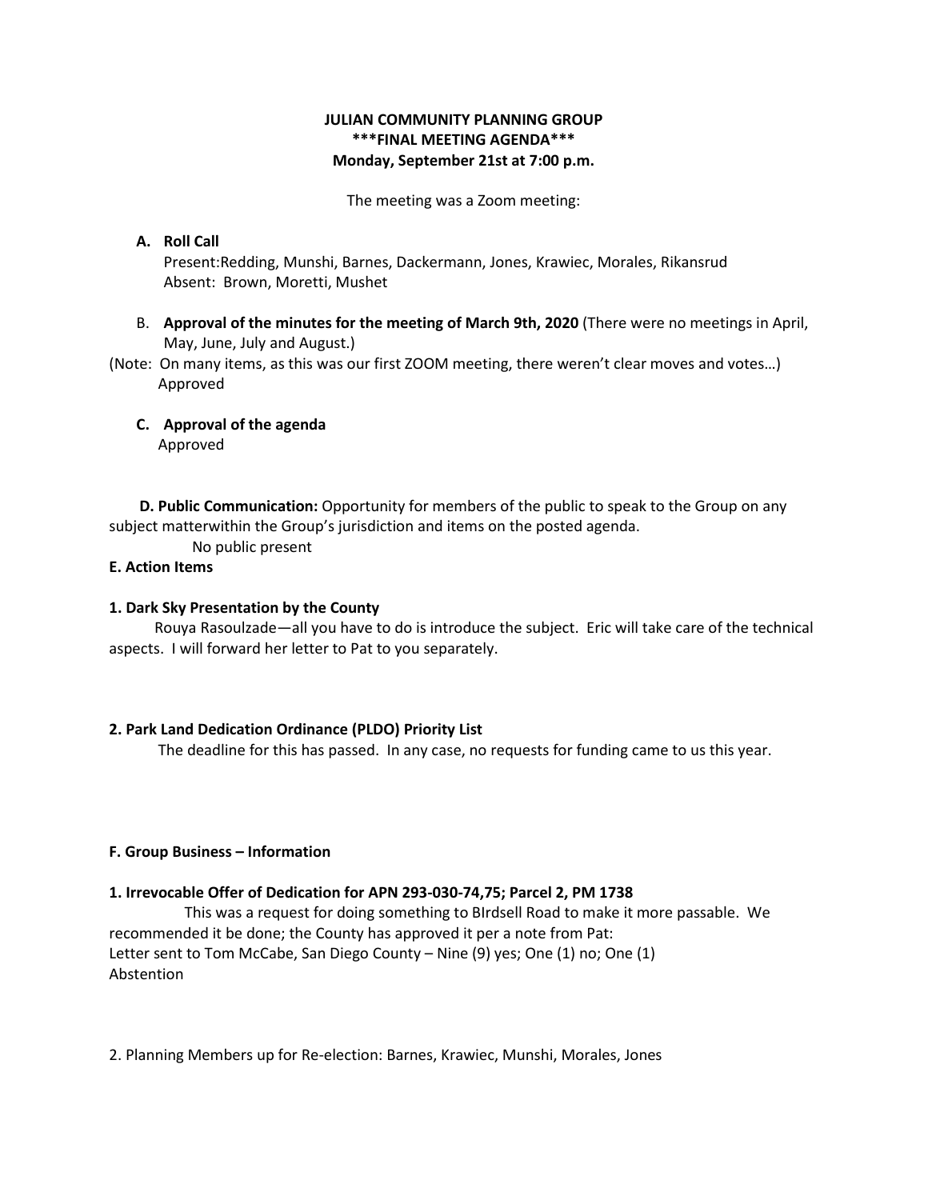**JULIAN COMMUNITY PLANNING GROUP**
**\*\*\*FINAL MEETING AGENDA\*\*\***
**Monday, September 21st at 7:00 p.m.**

The meeting was a Zoom meeting:

**A. Roll Call**
Present:Redding, Munshi, Barnes, Dackermann, Jones, Krawiec, Morales, Rikansrud
Absent: Brown, Moretti, Mushet

B. **Approval of the minutes for the meeting of March 9th, 2020** (There were no meetings in April, May, June, July and August.)

(Note: On many items, as this was our first ZOOM meeting, there weren't clear moves and votes…)
Approved

**C. Approval of the agenda**
Approved

**D. Public Communication:** Opportunity for members of the public to speak to the Group on any subject matterwithin the Group's jurisdiction and items on the posted agenda.
No public present

**E. Action Items**

**1. Dark Sky Presentation by the County**
Rouya Rasoulzade—all you have to do is introduce the subject. Eric will take care of the technical aspects. I will forward her letter to Pat to you separately.

**2. Park Land Dedication Ordinance (PLDO) Priority List**
The deadline for this has passed. In any case, no requests for funding came to us this year.

**F. Group Business – Information**

**1. Irrevocable Offer of Dedication for APN 293-030-74,75; Parcel 2, PM 1738**
This was a request for doing something to BIrdsell Road to make it more passable. We recommended it be done; the County has approved it per a note from Pat:
Letter sent to Tom McCabe, San Diego County – Nine (9) yes; One (1) no; One (1) Abstention

2. Planning Members up for Re-election: Barnes, Krawiec, Munshi, Morales, Jones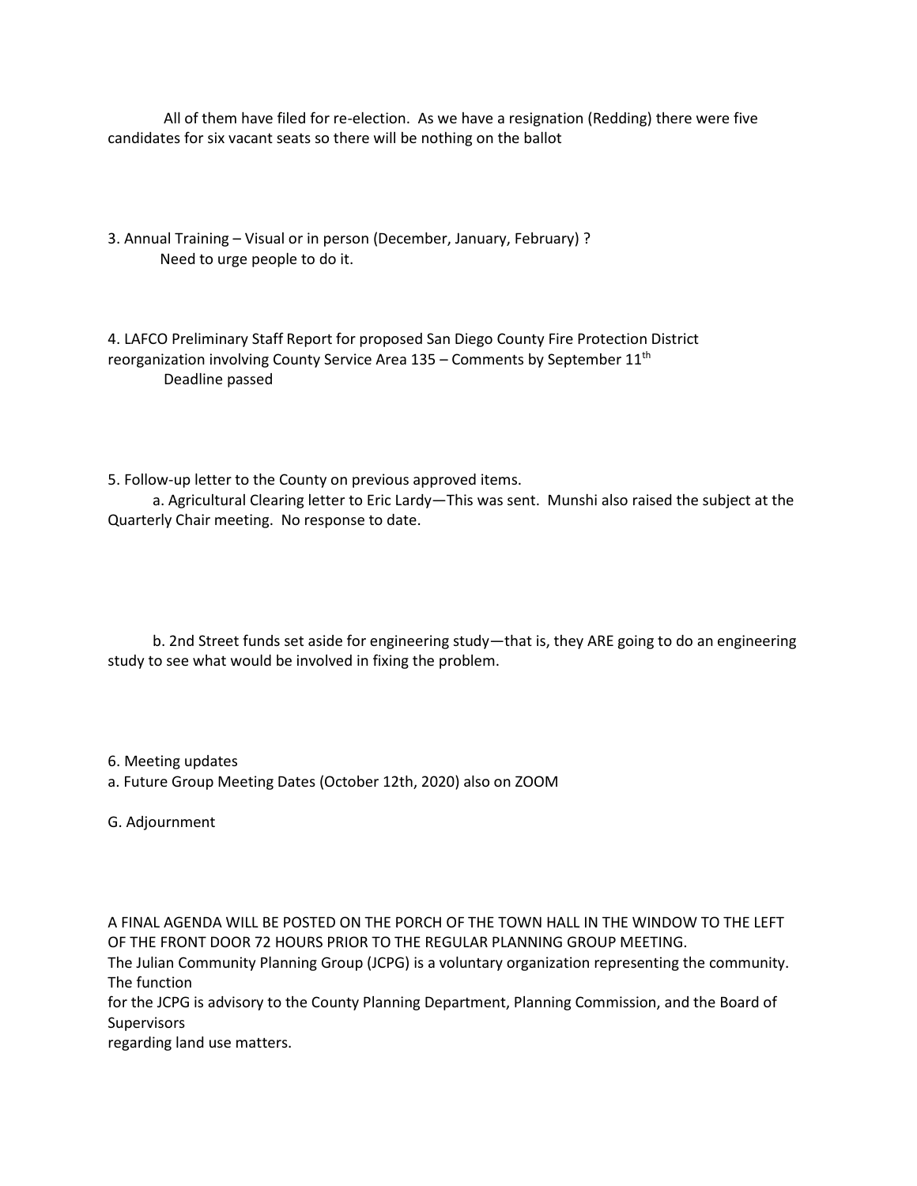All of them have filed for re-election. As we have a resignation (Redding) there were five candidates for six vacant seats so there will be nothing on the ballot

3. Annual Training – Visual or in person (December, January, February) ?
   Need to urge people to do it.

4. LAFCO Preliminary Staff Report for proposed San Diego County Fire Protection District reorganization involving County Service Area 135 – Comments by September 11th
   Deadline passed

5. Follow-up letter to the County on previous approved items.
   a. Agricultural Clearing letter to Eric Lardy—This was sent. Munshi also raised the subject at the Quarterly Chair meeting. No response to date.

   b. 2nd Street funds set aside for engineering study—that is, they ARE going to do an engineering study to see what would be involved in fixing the problem.

6. Meeting updates
a. Future Group Meeting Dates (October 12th, 2020) also on ZOOM

G. Adjournment

A FINAL AGENDA WILL BE POSTED ON THE PORCH OF THE TOWN HALL IN THE WINDOW TO THE LEFT OF THE FRONT DOOR 72 HOURS PRIOR TO THE REGULAR PLANNING GROUP MEETING.
The Julian Community Planning Group (JCPG) is a voluntary organization representing the community. The function
for the JCPG is advisory to the County Planning Department, Planning Commission, and the Board of Supervisors
regarding land use matters.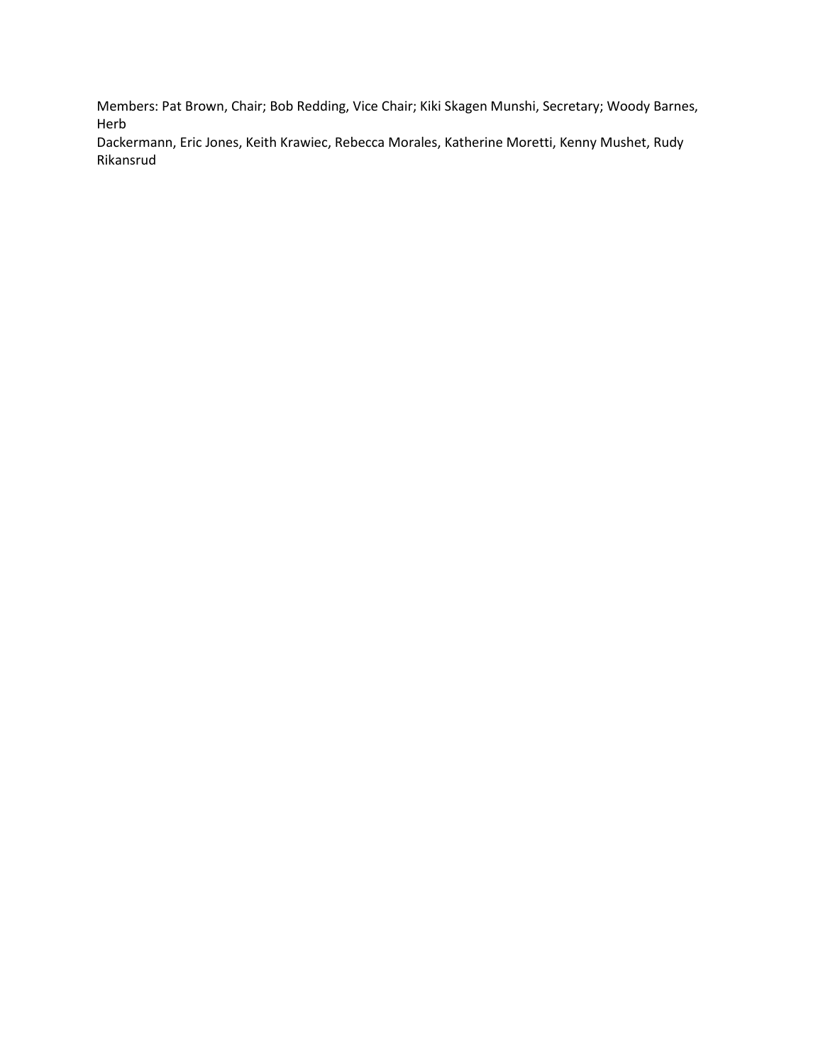Members: Pat Brown, Chair; Bob Redding, Vice Chair; Kiki Skagen Munshi, Secretary; Woody Barnes, Herb Dackermann, Eric Jones, Keith Krawiec, Rebecca Morales, Katherine Moretti, Kenny Mushet, Rudy Rikansrud